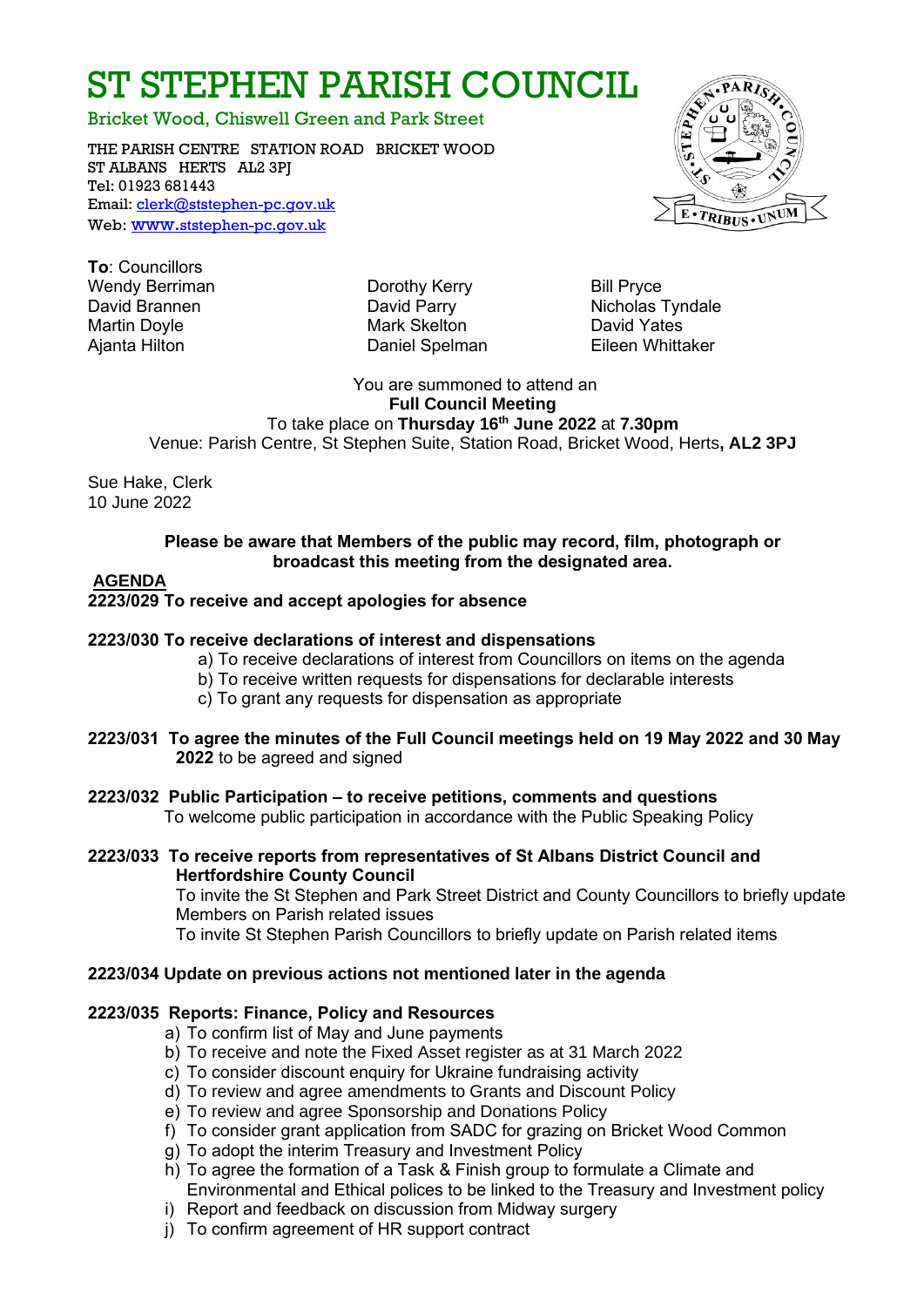# ST STEPHEN PARISH COUNCIL

Bricket Wood, Chiswell Green and Park Street

THE PARISH CENTRE STATION ROAD BRICKET WOOD
ST ALBANS HERTS AL2 3PJ
Tel: 01923 681443
Email: clerk@ststephen-pc.gov.uk
Web: www.ststephen-pc.gov.uk

**To**: Councillors

| | | |
|---|---|---|
| Wendy Berriman | Dorothy Kerry | Bill Pryce |
| David Brannen | David Parry | Nicholas Tyndale |
| Martin Doyle | Mark Skelton | David Yates |
| Ajanta Hilton | Daniel Spelman | Eileen Whittaker |

You are summoned to attend an
**Full Council Meeting**
To take place on **Thursday 16th June 2022** at **7.30pm**
Venue: Parish Centre, St Stephen Suite, Station Road, Bricket Wood, Herts**, AL2 3PJ**

Sue Hake, Clerk
10 June 2022

**Please be aware that Members of the public may record, film, photograph or broadcast this meeting from the designated area.**

## AGENDA

**2223/029 To receive and accept apologies for absence**

**2223/030 To receive declarations of interest and dispensations**

a) To receive declarations of interest from Councillors on items on the agenda
b) To receive written requests for dispensations for declarable interests
c) To grant any requests for dispensation as appropriate

**2223/031 To agree the minutes of the Full Council meetings held on 19 May 2022 and 30 May 2022** to be agreed and signed

**2223/032 Public Participation – to receive petitions, comments and questions**
To welcome public participation in accordance with the Public Speaking Policy

**2223/033 To receive reports from representatives of St Albans District Council and Hertfordshire County Council**
To invite the St Stephen and Park Street District and County Councillors to briefly update Members on Parish related issues
To invite St Stephen Parish Councillors to briefly update on Parish related items

**2223/034 Update on previous actions not mentioned later in the agenda**

**2223/035 Reports: Finance, Policy and Resources**

a) To confirm list of May and June payments
b) To receive and note the Fixed Asset register as at 31 March 2022
c) To consider discount enquiry for Ukraine fundraising activity
d) To review and agree amendments to Grants and Discount Policy
e) To review and agree Sponsorship and Donations Policy
f) To consider grant application from SADC for grazing on Bricket Wood Common
g) To adopt the interim Treasury and Investment Policy
h) To agree the formation of a Task & Finish group to formulate a Climate and Environmental and Ethical polices to be linked to the Treasury and Investment policy
i) Report and feedback on discussion from Midway surgery
j) To confirm agreement of HR support contract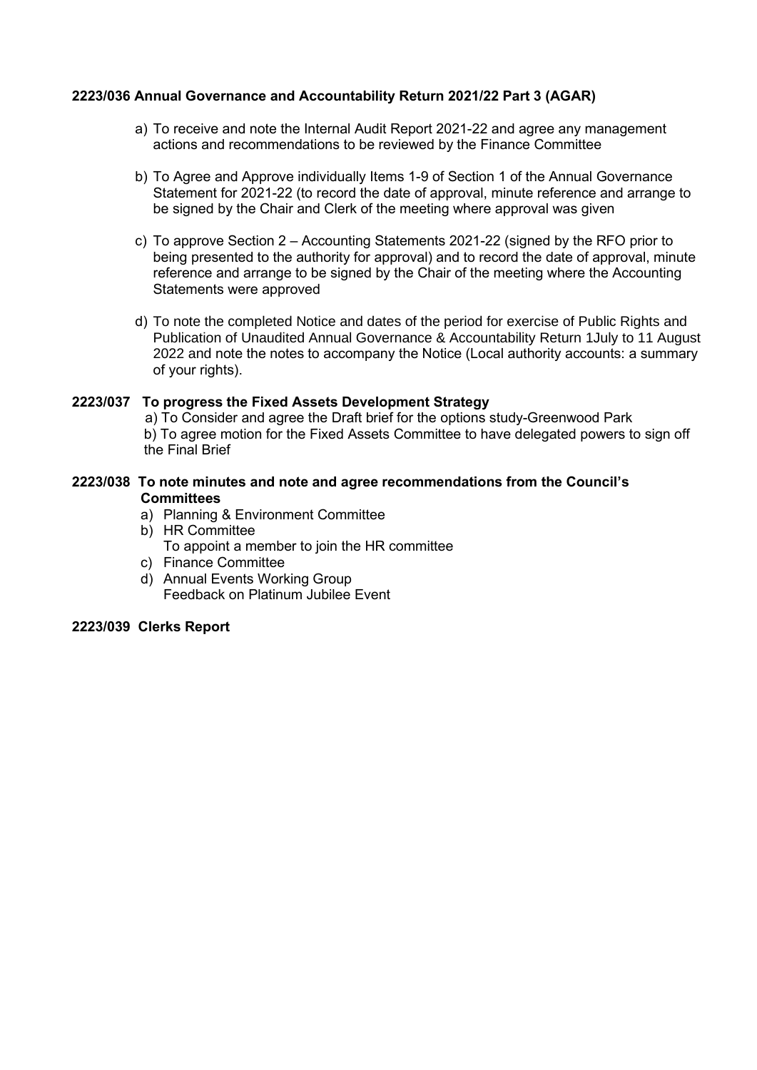**2223/036 Annual Governance and Accountability Return 2021/22 Part 3 (AGAR)**

a) To receive and note the Internal Audit Report 2021-22 and agree any management actions and recommendations to be reviewed by the Finance Committee

b) To Agree and Approve individually Items 1-9 of Section 1 of the Annual Governance Statement for 2021-22 (to record the date of approval, minute reference and arrange to be signed by the Chair and Clerk of the meeting where approval was given

c) To approve Section 2 – Accounting Statements 2021-22 (signed by the RFO prior to being presented to the authority for approval) and to record the date of approval, minute reference and arrange to be signed by the Chair of the meeting where the Accounting Statements were approved

d) To note the completed Notice and dates of the period for exercise of Public Rights and Publication of Unaudited Annual Governance & Accountability Return 1July to 11 August 2022 and note the notes to accompany the Notice (Local authority accounts: a summary of your rights).

**2223/037 To progress the Fixed Assets Development Strategy**

a) To Consider and agree the Draft brief for the options study-Greenwood Park
b) To agree motion for the Fixed Assets Committee to have delegated powers to sign off the Final Brief

**2223/038 To note minutes and note and agree recommendations from the Council's Committees**

a) Planning & Environment Committee
b) HR Committee
   To appoint a member to join the HR committee
c) Finance Committee
d) Annual Events Working Group
   Feedback on Platinum Jubilee Event

**2223/039 Clerks Report**